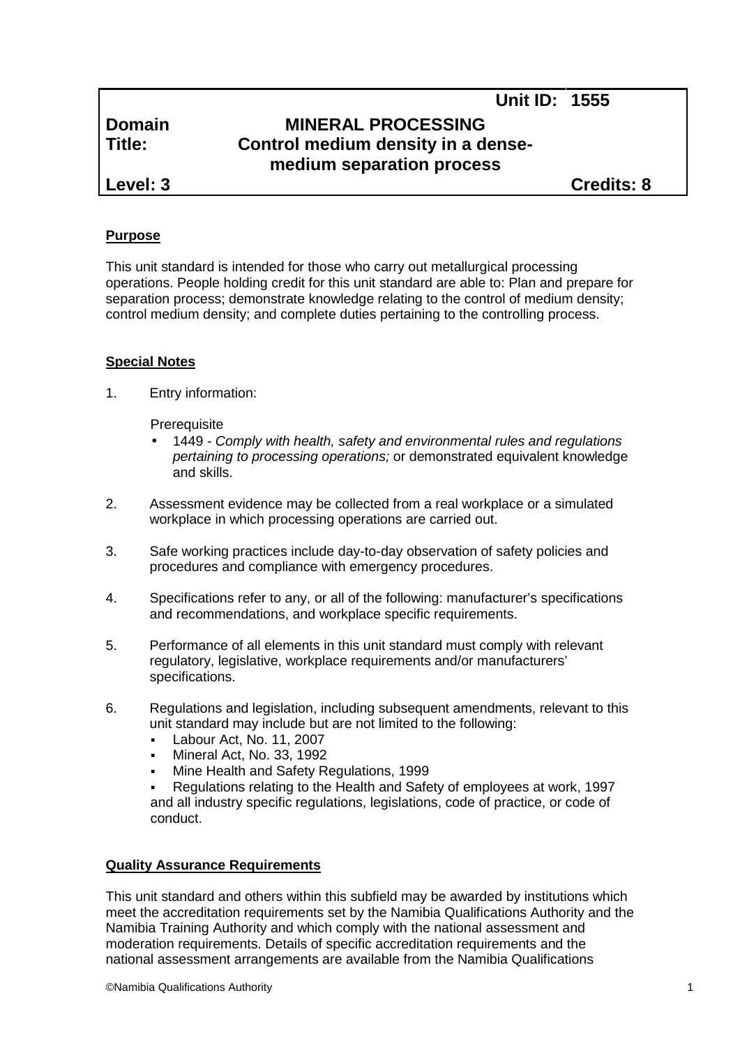| | Unit ID: | 1555 |
|---|---|---|
| **Domain** | **MINERAL PROCESSING** | |
| **Title:** | **Control medium density in a dense-medium separation process** | |
| **Level: 3** | | **Credits: 8** |

**Purpose**

This unit standard is intended for those who carry out metallurgical processing operations. People holding credit for this unit standard are able to: Plan and prepare for separation process; demonstrate knowledge relating to the control of medium density; control medium density; and complete duties pertaining to the controlling process.

**Special Notes**

1. Entry information:

   Prerequisite
   - 1449 - *Comply with health, safety and environmental rules and regulations pertaining to processing operations;* or demonstrated equivalent knowledge and skills.

2. Assessment evidence may be collected from a real workplace or a simulated workplace in which processing operations are carried out.

3. Safe working practices include day-to-day observation of safety policies and procedures and compliance with emergency procedures.

4. Specifications refer to any, or all of the following: manufacturer's specifications and recommendations, and workplace specific requirements.

5. Performance of all elements in this unit standard must comply with relevant regulatory, legislative, workplace requirements and/or manufacturers' specifications.

6. Regulations and legislation, including subsequent amendments, relevant to this unit standard may include but are not limited to the following:
   - Labour Act, No. 11, 2007
   - Mineral Act, No. 33, 1992
   - Mine Health and Safety Regulations, 1999
   - Regulations relating to the Health and Safety of employees at work, 1997

   and all industry specific regulations, legislations, code of practice, or code of conduct.

**Quality Assurance Requirements**

This unit standard and others within this subfield may be awarded by institutions which meet the accreditation requirements set by the Namibia Qualifications Authority and the Namibia Training Authority and which comply with the national assessment and moderation requirements. Details of specific accreditation requirements and the national assessment arrangements are available from the Namibia Qualifications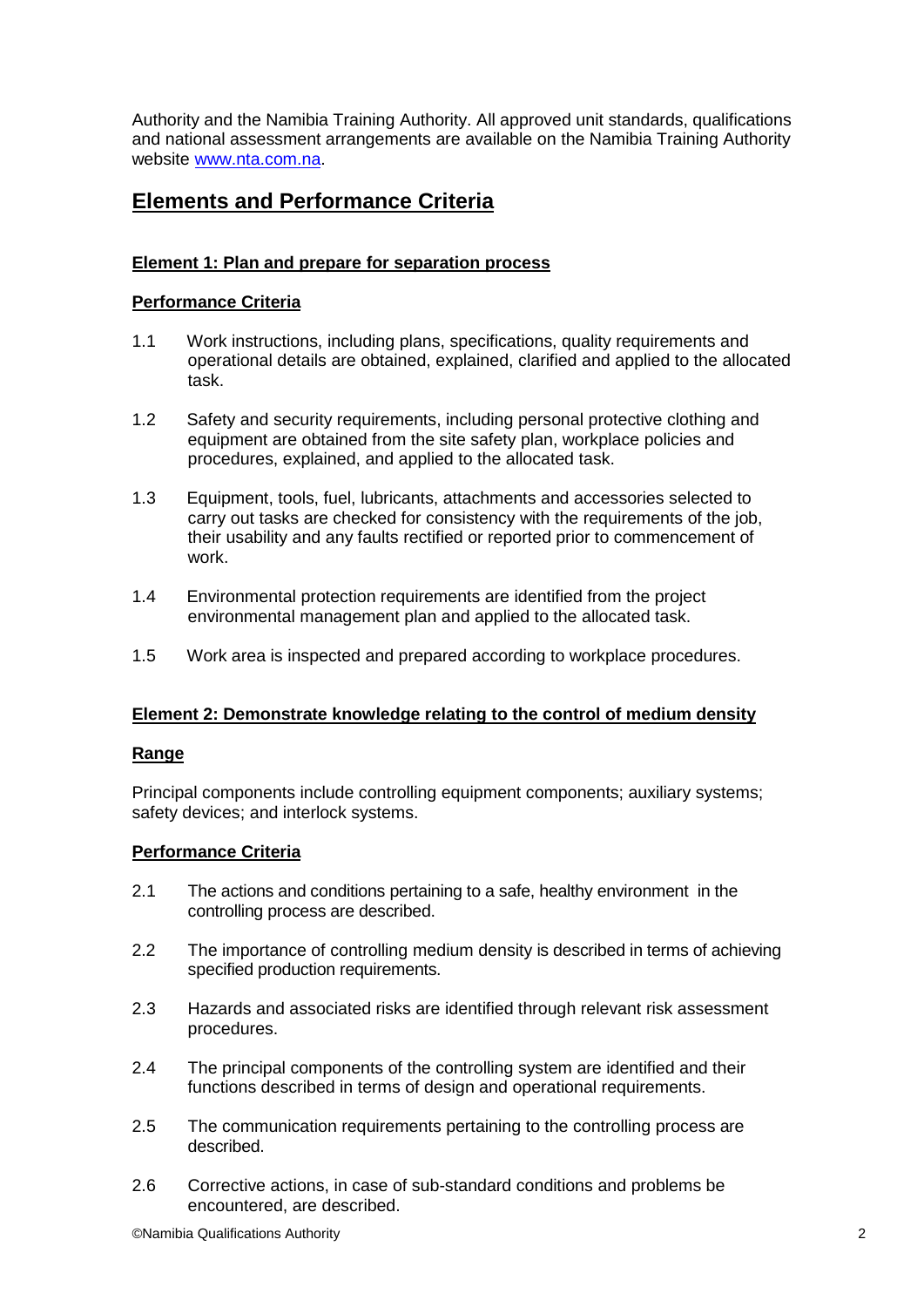Authority and the Namibia Training Authority. All approved unit standards, qualifications and national assessment arrangements are available on the Namibia Training Authority website [www.nta.com.na](http://www.nta.com.na).

## Elements and Performance Criteria

### Element 1: Plan and prepare for separation process

#### Performance Criteria

1.1 Work instructions, including plans, specifications, quality requirements and operational details are obtained, explained, clarified and applied to the allocated task.

1.2 Safety and security requirements, including personal protective clothing and equipment are obtained from the site safety plan, workplace policies and procedures, explained, and applied to the allocated task.

1.3 Equipment, tools, fuel, lubricants, attachments and accessories selected to carry out tasks are checked for consistency with the requirements of the job, their usability and any faults rectified or reported prior to commencement of work.

1.4 Environmental protection requirements are identified from the project environmental management plan and applied to the allocated task.

1.5 Work area is inspected and prepared according to workplace procedures.

### Element 2: Demonstrate knowledge relating to the control of medium density

#### Range

Principal components include controlling equipment components; auxiliary systems; safety devices; and interlock systems.

#### Performance Criteria

2.1 The actions and conditions pertaining to a safe, healthy environment in the controlling process are described.

2.2 The importance of controlling medium density is described in terms of achieving specified production requirements.

2.3 Hazards and associated risks are identified through relevant risk assessment procedures.

2.4 The principal components of the controlling system are identified and their functions described in terms of design and operational requirements.

2.5 The communication requirements pertaining to the controlling process are described.

2.6 Corrective actions, in case of sub-standard conditions and problems be encountered, are described.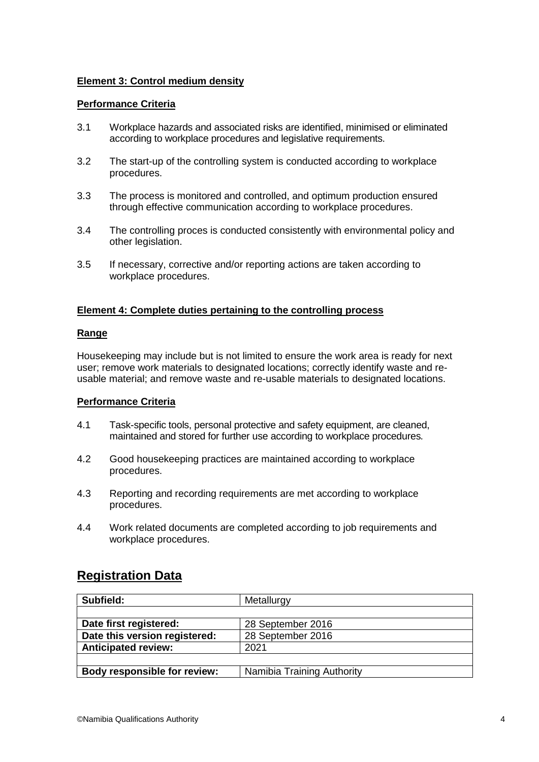**Element 3: Control medium density**

**Performance Criteria**

3.1 Workplace hazards and associated risks are identified, minimised or eliminated according to workplace procedures and legislative requirements.

3.2 The start-up of the controlling system is conducted according to workplace procedures.

3.3 The process is monitored and controlled, and optimum production ensured through effective communication according to workplace procedures.

3.4 The controlling proces is conducted consistently with environmental policy and other legislation.

3.5 If necessary, corrective and/or reporting actions are taken according to workplace procedures.

**Element 4: Complete duties pertaining to the controlling process**

**Range**

Housekeeping may include but is not limited to ensure the work area is ready for next user; remove work materials to designated locations; correctly identify waste and re-usable material; and remove waste and re-usable materials to designated locations.

**Performance Criteria**

4.1 Task-specific tools, personal protective and safety equipment, are cleaned, maintained and stored for further use according to workplace procedures.

4.2 Good housekeeping practices are maintained according to workplace procedures.

4.3 Reporting and recording requirements are met according to workplace procedures.

4.4 Work related documents are completed according to job requirements and workplace procedures.

## Registration Data

| | |
|---|---|
| **Subfield:** | Metallurgy |
| | |
| **Date first registered:** | 28 September 2016 |
| **Date this version registered:** | 28 September 2016 |
| **Anticipated review:** | 2021 |
| | |
| **Body responsible for review:** | Namibia Training Authority |